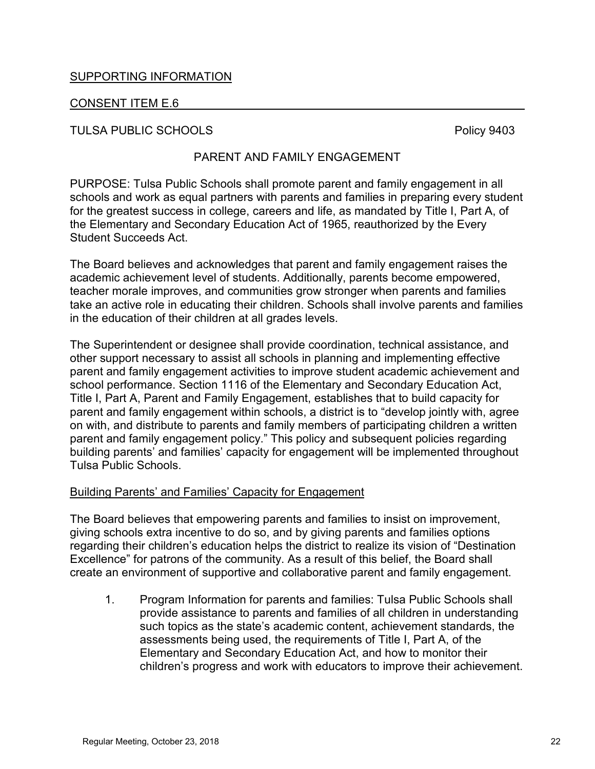SUPPORTING INFORMATION

CONSENT ITEM E.6

TULSA PUBLIC SCHOOLS Policy 9403

# PARENT AND FAMILY ENGAGEMENT

PURPOSE: Tulsa Public Schools shall promote parent and family engagement in all schools and work as equal partners with parents and families in preparing every student for the greatest success in college, careers and life, as mandated by Title I, Part A, of the Elementary and Secondary Education Act of 1965, reauthorized by the Every Student Succeeds Act.

The Board believes and acknowledges that parent and family engagement raises the academic achievement level of students. Additionally, parents become empowered, teacher morale improves, and communities grow stronger when parents and families take an active role in educating their children. Schools shall involve parents and families in the education of their children at all grades levels.

The Superintendent or designee shall provide coordination, technical assistance, and other support necessary to assist all schools in planning and implementing effective parent and family engagement activities to improve student academic achievement and school performance. Section 1116 of the Elementary and Secondary Education Act, Title I, Part A, Parent and Family Engagement, establishes that to build capacity for parent and family engagement within schools, a district is to "develop jointly with, agree on with, and distribute to parents and family members of participating children a written parent and family engagement policy." This policy and subsequent policies regarding building parents' and families' capacity for engagement will be implemented throughout Tulsa Public Schools.

## Building Parents' and Families' Capacity for Engagement

The Board believes that empowering parents and families to insist on improvement, giving schools extra incentive to do so, and by giving parents and families options regarding their children's education helps the district to realize its vision of "Destination Excellence" for patrons of the community. As a result of this belief, the Board shall create an environment of supportive and collaborative parent and family engagement.

1. Program Information for parents and families: Tulsa Public Schools shall provide assistance to parents and families of all children in understanding such topics as the state's academic content, achievement standards, the assessments being used, the requirements of Title I, Part A, of the Elementary and Secondary Education Act, and how to monitor their children's progress and work with educators to improve their achievement.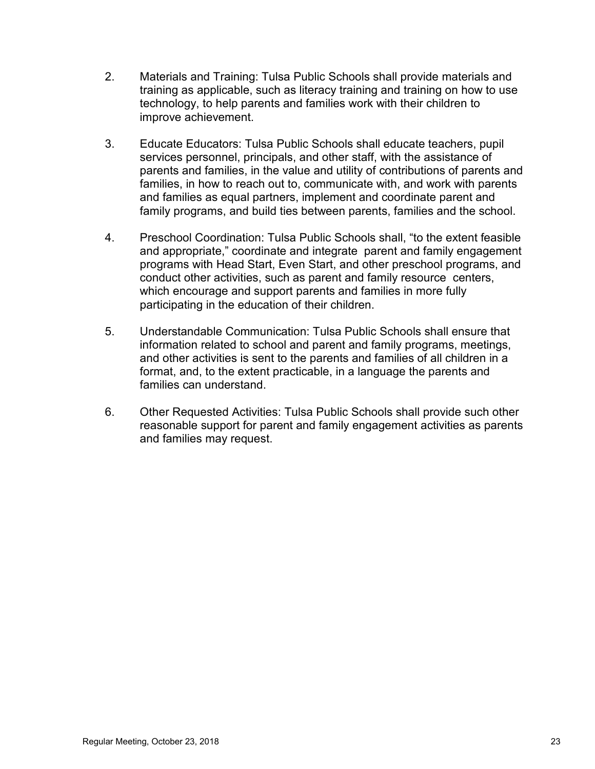2. Materials and Training: Tulsa Public Schools shall provide materials and training as applicable, such as literacy training and training on how to use technology, to help parents and families work with their children to improve achievement.

3. Educate Educators: Tulsa Public Schools shall educate teachers, pupil services personnel, principals, and other staff, with the assistance of parents and families, in the value and utility of contributions of parents and families, in how to reach out to, communicate with, and work with parents and families as equal partners, implement and coordinate parent and family programs, and build ties between parents, families and the school.

4. Preschool Coordination: Tulsa Public Schools shall, "to the extent feasible and appropriate," coordinate and integrate parent and family engagement programs with Head Start, Even Start, and other preschool programs, and conduct other activities, such as parent and family resource centers, which encourage and support parents and families in more fully participating in the education of their children.

5. Understandable Communication: Tulsa Public Schools shall ensure that information related to school and parent and family programs, meetings, and other activities is sent to the parents and families of all children in a format, and, to the extent practicable, in a language the parents and families can understand.

6. Other Requested Activities: Tulsa Public Schools shall provide such other reasonable support for parent and family engagement activities as parents and families may request.